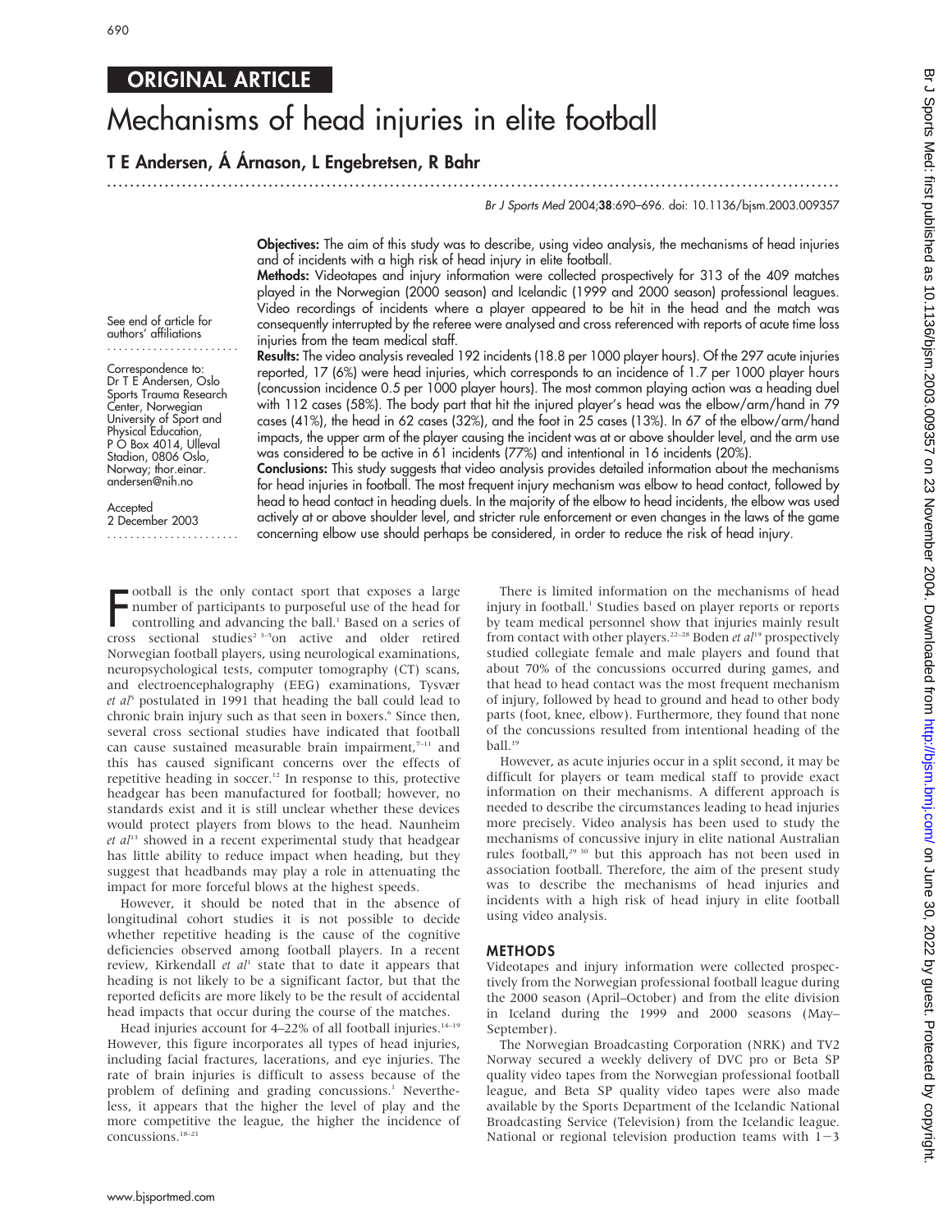ORIGINAL ARTICLE

# Mechanisms of head injuries in elite football

**T E Andersen, Á Árnason, L Engebretsen, R Bahr**

Br J Sports Med 2004;**38**:690–696. doi: 10.1136/bjsm.2003.009357

See end of article for authors' affiliations

Correspondence to: Dr T E Andersen, Oslo Sports Trauma Research Center, Norwegian University of Sport and Physical Education, P O Box 4014, Ulleval Stadion, 0806 Oslo, Norway; thor.einar.andersen@nih.no

Accepted 2 December 2003

**Objectives:** The aim of this study was to describe, using video analysis, the mechanisms of head injuries and of incidents with a high risk of head injury in elite football.

**Methods:** Videotapes and injury information were collected prospectively for 313 of the 409 matches played in the Norwegian (2000 season) and Icelandic (1999 and 2000 season) professional leagues. Video recordings of incidents where a player appeared to be hit in the head and the match was consequently interrupted by the referee were analysed and cross referenced with reports of acute time loss injuries from the team medical staff.

**Results:** The video analysis revealed 192 incidents (18.8 per 1000 player hours). Of the 297 acute injuries reported, 17 (6%) were head injuries, which corresponds to an incidence of 1.7 per 1000 player hours (concussion incidence 0.5 per 1000 player hours). The most common playing action was a heading duel with 112 cases (58%). The body part that hit the injured player's head was the elbow/arm/hand in 79 cases (41%), the head in 62 cases (32%), and the foot in 25 cases (13%). In 67 of the elbow/arm/hand impacts, the upper arm of the player causing the incident was at or above shoulder level, and the arm use was considered to be active in 61 incidents (77%) and intentional in 16 incidents (20%).

**Conclusions:** This study suggests that video analysis provides detailed information about the mechanisms for head injuries in football. The most frequent injury mechanism was elbow to head contact, followed by head to head contact in heading duels. In the majority of the elbow to head incidents, the elbow was used actively at or above shoulder level, and stricter rule enforcement or even changes in the laws of the game concerning elbow use should perhaps be considered, in order to reduce the risk of head injury.

Football is the only contact sport that exposes a large number of participants to purposeful use of the head for controlling and advancing the ball.[1] Based on a series of cross sectional studies[2 3–5] on active and older retired Norwegian football players, using neurological examinations, neuropsychological tests, computer tomography (CT) scans, and electroencephalography (EEG) examinations, Tysvær *et al*[5] postulated in 1991 that heading the ball could lead to chronic brain injury such as that seen in boxers.[6] Since then, several cross sectional studies have indicated that football can cause sustained measurable brain impairment,[7–11] and this has caused significant concerns over the effects of repetitive heading in soccer.[12] In response to this, protective headgear has been manufactured for football; however, no standards exist and it is still unclear whether these devices would protect players from blows to the head. Naunheim *et al*[13] showed in a recent experimental study that headgear has little ability to reduce impact when heading, but they suggest that headbands may play a role in attenuating the impact for more forceful blows at the highest speeds.

However, it should be noted that in the absence of longitudinal cohort studies it is not possible to decide whether repetitive heading is the cause of the cognitive deficiencies observed among football players. In a recent review, Kirkendall *et al*[1] state that to date it appears that heading is not likely to be a significant factor, but that the reported deficits are more likely to be the result of accidental head impacts that occur during the course of the matches.

Head injuries account for 4–22% of all football injuries.[14–19] However, this figure incorporates all types of head injuries, including facial fractures, lacerations, and eye injuries. The rate of brain injuries is difficult to assess because of the problem of defining and grading concussions.[1] Nevertheless, it appears that the higher the level of play and the more competitive the league, the higher the incidence of concussions.[18–21]

There is limited information on the mechanisms of head injury in football.[1] Studies based on player reports or reports by team medical personnel show that injuries mainly result from contact with other players.[22–28] Boden *et al*[19] prospectively studied collegiate female and male players and found that about 70% of the concussions occurred during games, and that head to head contact was the most frequent mechanism of injury, followed by head to ground and head to other body parts (foot, knee, elbow). Furthermore, they found that none of the concussions resulted from intentional heading of the ball.[19]

However, as acute injuries occur in a split second, it may be difficult for players or team medical staff to provide exact information on their mechanisms. A different approach is needed to describe the circumstances leading to head injuries more precisely. Video analysis has been used to study the mechanisms of concussive injury in elite national Australian rules football,[29 30] but this approach has not been used in association football. Therefore, the aim of the present study was to describe the mechanisms of head injuries and incidents with a high risk of head injury in elite football using video analysis.

## METHODS

Videotapes and injury information were collected prospectively from the Norwegian professional football league during the 2000 season (April–October) and from the elite division in Iceland during the 1999 and 2000 seasons (May–September).

The Norwegian Broadcasting Corporation (NRK) and TV2 Norway secured a weekly delivery of DVC pro or Beta SP quality video tapes from the Norwegian professional football league, and Beta SP quality video tapes were also made available by the Sports Department of the Icelandic National Broadcasting Service (Television) from the Icelandic league. National or regional television production teams with 1−3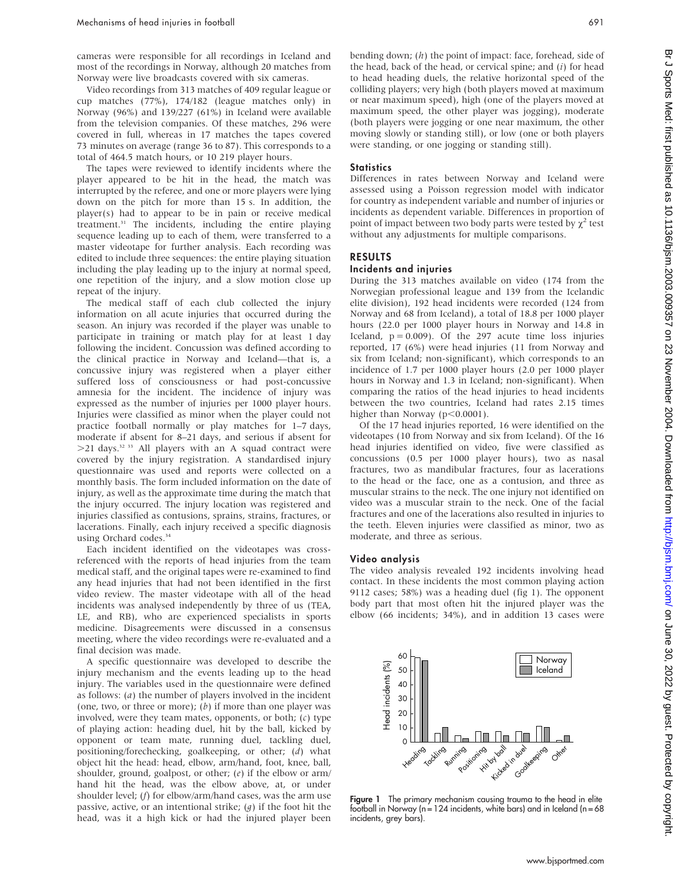cameras were responsible for all recordings in Iceland and most of the recordings in Norway, although 20 matches from Norway were live broadcasts covered with six cameras.

Video recordings from 313 matches of 409 regular league or cup matches (77%), 174/182 (league matches only) in Norway (96%) and 139/227 (61%) in Iceland were available from the television companies. Of these matches, 296 were covered in full, whereas in 17 matches the tapes covered 73 minutes on average (range 36 to 87). This corresponds to a total of 464.5 match hours, or 10 219 player hours.

The tapes were reviewed to identify incidents where the player appeared to be hit in the head, the match was interrupted by the referee, and one or more players were lying down on the pitch for more than 15 s. In addition, the player(s) had to appear to be in pain or receive medical treatment.[31] The incidents, including the entire playing sequence leading up to each of them, were transferred to a master videotape for further analysis. Each recording was edited to include three sequences: the entire playing situation including the play leading up to the injury at normal speed, one repetition of the injury, and a slow motion close up repeat of the injury.

The medical staff of each club collected the injury information on all acute injuries that occurred during the season. An injury was recorded if the player was unable to participate in training or match play for at least 1 day following the incident. Concussion was defined according to the clinical practice in Norway and Iceland—that is, a concussive injury was registered when a player either suffered loss of consciousness or had post-concussive amnesia for the incident. The incidence of injury was expressed as the number of injuries per 1000 player hours. Injuries were classified as minor when the player could not practice football normally or play matches for 1–7 days, moderate if absent for 8–21 days, and serious if absent for >21 days.[32,33] All players with an A squad contract were covered by the injury registration. A standardised injury questionnaire was used and reports were collected on a monthly basis. The form included information on the date of injury, as well as the approximate time during the match that the injury occurred. The injury location was registered and injuries classified as contusions, sprains, strains, fractures, or lacerations. Finally, each injury received a specific diagnosis using Orchard codes.[34]

Each incident identified on the videotapes was cross-referenced with the reports of head injuries from the team medical staff, and the original tapes were re-examined to find any head injuries that had not been identified in the first video review. The master videotape with all of the head incidents was analysed independently by three of us (TEA, LE, and RB), who are experienced specialists in sports medicine. Disagreements were discussed in a consensus meeting, where the video recordings were re-evaluated and a final decision was made.

A specific questionnaire was developed to describe the injury mechanism and the events leading up to the head injury. The variables used in the questionnaire were defined as follows: (*a*) the number of players involved in the incident (one, two, or three or more); (*b*) if more than one player was involved, were they team mates, opponents, or both; (*c*) type of playing action: heading duel, hit by the ball, kicked by opponent or team mate, running duel, tackling duel, positioning/forechecking, goalkeeping, or other; (*d*) what object hit the head: head, elbow, arm/hand, foot, knee, ball, shoulder, ground, goalpost, or other; (*e*) if the elbow or arm/hand hit the head, was the elbow above, at, or under shoulder level; (*f*) for elbow/arm/hand cases, was the arm use passive, active, or an intentional strike; (*g*) if the foot hit the head, was it a high kick or had the injured player been bending down; (*h*) the point of impact: face, forehead, side of the head, back of the head, or cervical spine; and (*i*) for head to head heading duels, the relative horizontal speed of the colliding players; very high (both players moved at maximum or near maximum speed), high (one of the players moved at maximum speed, the other player was jogging), moderate (both players were jogging or one near maximum, the other moving slowly or standing still), or low (one or both players were standing, or one jogging or standing still).

### Statistics

Differences in rates between Norway and Iceland were assessed using a Poisson regression model with indicator for country as independent variable and number of injuries or incidents as dependent variable. Differences in proportion of point of impact between two body parts were tested by $\chi^2$ test without any adjustments for multiple comparisons.

## RESULTS

### Incidents and injuries

During the 313 matches available on video (174 from the Norwegian professional league and 139 from the Icelandic elite division), 192 head incidents were recorded (124 from Norway and 68 from Iceland), a total of 18.8 per 1000 player hours (22.0 per 1000 player hours in Norway and 14.8 in Iceland, $p = 0.009$). Of the 297 acute time loss injuries reported, 17 (6%) were head injuries (11 from Norway and six from Iceland; non-significant), which corresponds to an incidence of 1.7 per 1000 player hours (2.0 per 1000 player hours in Norway and 1.3 in Iceland; non-significant). When comparing the ratios of the head injuries to head incidents between the two countries, Iceland had rates 2.15 times higher than Norway ($p<0.0001$).

Of the 17 head injuries reported, 16 were identified on the videotapes (10 from Norway and six from Iceland). Of the 16 head injuries identified on video, five were classified as concussions (0.5 per 1000 player hours), two as nasal fractures, two as mandibular fractures, four as lacerations to the head or the face, one as a contusion, and three as muscular strains to the neck. The one injury not identified on video was a muscular strain to the neck. One of the facial fractures and one of the lacerations also resulted in injuries to the teeth. Eleven injuries were classified as minor, two as moderate, and three as serious.

### Video analysis

The video analysis revealed 192 incidents involving head contact. In these incidents the most common playing action 9112 cases; 58%) was a heading duel (fig 1). The opponent body part that most often hit the injured player was the elbow (66 incidents; 34%), and in addition 13 cases were

**Figure 1** The primary mechanism causing trauma to the head in elite football in Norway (n = 124 incidents, white bars) and in Iceland (n = 68 incidents, grey bars).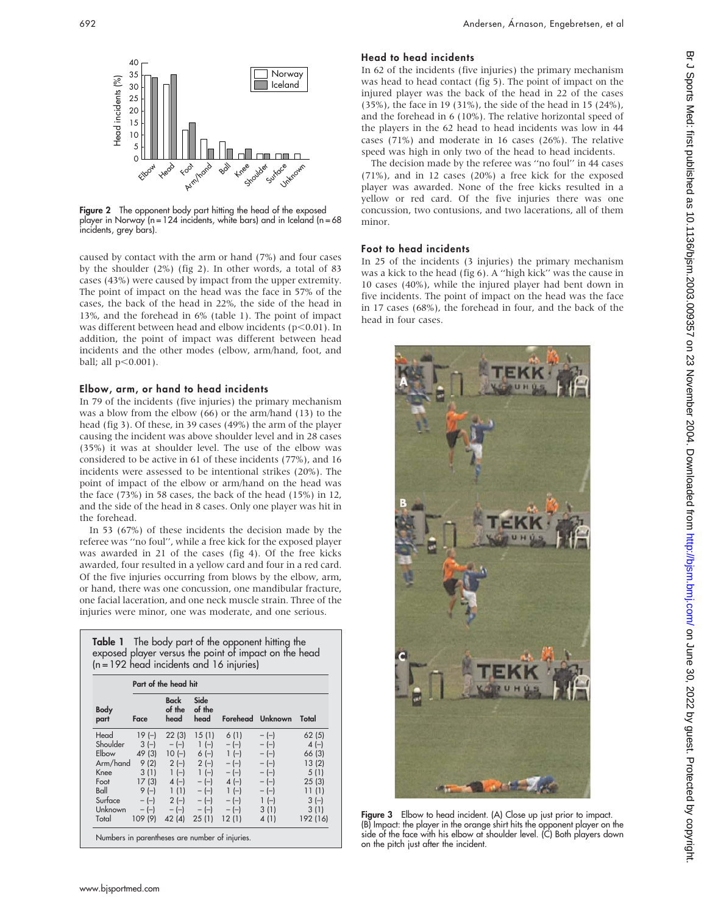Figure 2 The opponent body part hitting the head of the exposed player in Norway (n = 124 incidents, white bars) and in Iceland (n = 68 incidents, grey bars).

caused by contact with the arm or hand (7%) and four cases by the shoulder (2%) (fig 2). In other words, a total of 83 cases (43%) were caused by impact from the upper extremity. The point of impact on the head was the face in 57% of the cases, the back of the head in 22%, the side of the head in 13%, and the forehead in 6% (table 1). The point of impact was different between head and elbow incidents ($p<0.01$). In addition, the point of impact was different between head incidents and the other modes (elbow, arm/hand, foot, and ball; all $p<0.001$).

## Elbow, arm, or hand to head incidents

In 79 of the incidents (five injuries) the primary mechanism was a blow from the elbow (66) or the arm/hand (13) to the head (fig 3). Of these, in 39 cases (49%) the arm of the player causing the incident was above shoulder level and in 28 cases (35%) it was at shoulder level. The use of the elbow was considered to be active in 61 of these incidents (77%), and 16 incidents were assessed to be intentional strikes (20%). The point of impact of the elbow or arm/hand on the head was the face (73%) in 58 cases, the back of the head (15%) in 12, and the side of the head in 8 cases. Only one player was hit in the forehead.

In 53 (67%) of these incidents the decision made by the referee was "no foul", while a free kick for the exposed player was awarded in 21 of the cases (fig 4). Of the free kicks awarded, four resulted in a yellow card and four in a red card. Of the five injuries occurring from blows by the elbow, arm, or hand, there was one concussion, one mandibular fracture, one facial laceration, and one neck muscle strain. Three of the injuries were minor, one was moderate, and one serious.

**Table 1** The body part of the opponent hitting the exposed player versus the point of impact on the head (n = 192 head incidents and 16 injuries)

| Body part | Part of the head hit | | | | | |
|---|---|---|---|---|---|---|
| | Face | Back of the head | Side of the head | Forehead | Unknown | Total |
| Head | 19 (–) | 22 (3) | 15 (1) | 6 (1) | – (–) | 62 (5) |
| Shoulder | 3 (–) | – (–) | 1 (–) | – (–) | – (–) | 4 (–) |
| Elbow | 49 (3) | 10 (–) | 6 (–) | 1 (–) | – (–) | 66 (3) |
| Arm/hand | 9 (2) | 2 (–) | 2 (–) | – (–) | – (–) | 13 (2) |
| Knee | 3 (1) | 1 (–) | 1 (–) | – (–) | – (–) | 5 (1) |
| Foot | 17 (3) | 4 (–) | – (–) | 4 (–) | – (–) | 25 (3) |
| Ball | 9 (–) | 1 (1) | – (–) | 1 (–) | – (–) | 11 (1) |
| Surface | – (–) | 2 (–) | – (–) | – (–) | 1 (–) | 3 (–) |
| Unknown | – (–) | – (–) | – (–) | – (–) | 3 (1) | 3 (1) |
| Total | 109 (9) | 42 (4) | 25 (1) | 12 (1) | 4 (1) | 192 (16) |

Numbers in parentheses are number of injuries.

## Head to head incidents

In 62 of the incidents (five injuries) the primary mechanism was head to head contact (fig 5). The point of impact on the injured player was the back of the head in 22 of the cases (35%), the face in 19 (31%), the side of the head in 15 (24%), and the forehead in 6 (10%). The relative horizontal speed of the players in the 62 head to head incidents was low in 44 cases (71%) and moderate in 16 cases (26%). The relative speed was high in only two of the head to head incidents.

The decision made by the referee was "no foul" in 44 cases (71%), and in 12 cases (20%) a free kick for the exposed player was awarded. None of the free kicks resulted in a yellow or red card. Of the five injuries there was one concussion, two contusions, and two lacerations, all of them minor.

## Foot to head incidents

In 25 of the incidents (3 injuries) the primary mechanism was a kick to the head (fig 6). A "high kick" was the cause in 10 cases (40%), while the injured player had bent down in five incidents. The point of impact on the head was the face in 17 cases (68%), the forehead in four, and the back of the head in four cases.

Figure 3 Elbow to head incident. (A) Close up just prior to impact. (B) Impact: the player in the orange shirt hits the opponent player on the side of the face with his elbow at shoulder level. (C) Both players down on the pitch just after the incident.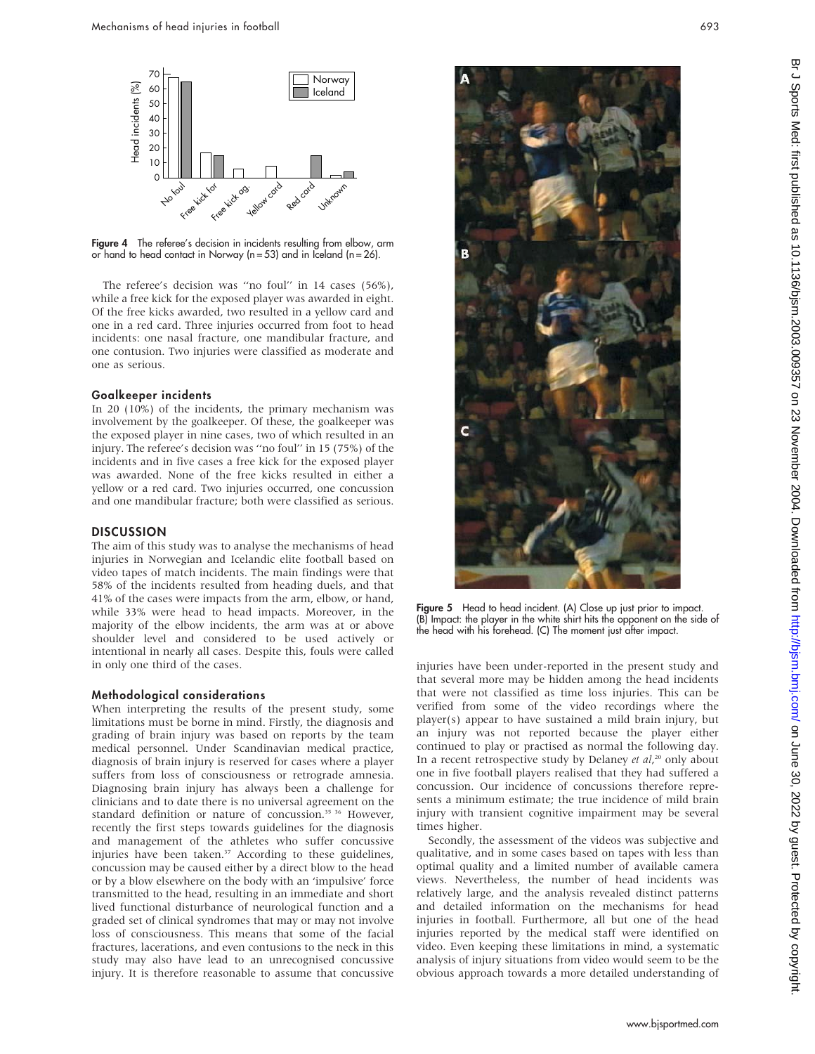Figure 4 The referee's decision in incidents resulting from elbow, arm or hand to head contact in Norway (n = 53) and in Iceland (n = 26).

The referee's decision was "no foul" in 14 cases (56%), while a free kick for the exposed player was awarded in eight. Of the free kicks awarded, two resulted in a yellow card and one in a red card. Three injuries occurred from foot to head incidents: one nasal fracture, one mandibular fracture, and one contusion. Two injuries were classified as moderate and one as serious.

### Goalkeeper incidents

In 20 (10%) of the incidents, the primary mechanism was involvement by the goalkeeper. Of these, the goalkeeper was the exposed player in nine cases, two of which resulted in an injury. The referee's decision was "no foul" in 15 (75%) of the incidents and in five cases a free kick for the exposed player was awarded. None of the free kicks resulted in either a yellow or a red card. Two injuries occurred, one concussion and one mandibular fracture; both were classified as serious.

## DISCUSSION

The aim of this study was to analyse the mechanisms of head injuries in Norwegian and Icelandic elite football based on video tapes of match incidents. The main findings were that 58% of the incidents resulted from heading duels, and that 41% of the cases were impacts from the arm, elbow, or hand, while 33% were head to head impacts. Moreover, in the majority of the elbow incidents, the arm was at or above shoulder level and considered to be used actively or intentional in nearly all cases. Despite this, fouls were called in only one third of the cases.

### Methodological considerations

When interpreting the results of the present study, some limitations must be borne in mind. Firstly, the diagnosis and grading of brain injury was based on reports by the team medical personnel. Under Scandinavian medical practice, diagnosis of brain injury is reserved for cases where a player suffers from loss of consciousness or retrograde amnesia. Diagnosing brain injury has always been a challenge for clinicians and to date there is no universal agreement on the standard definition or nature of concussion.[35 36] However, recently the first steps towards guidelines for the diagnosis and management of the athletes who suffer concussive injuries have been taken.[37] According to these guidelines, concussion may be caused either by a direct blow to the head or by a blow elsewhere on the body with an 'impulsive' force transmitted to the head, resulting in an immediate and short lived functional disturbance of neurological function and a graded set of clinical syndromes that may or may not involve loss of consciousness. This means that some of the facial fractures, lacerations, and even contusions to the neck in this study may also have lead to an unrecognised concussive injury. It is therefore reasonable to assume that concussive injuries have been under-reported in the present study and that several more may be hidden among the head incidents that were not classified as time loss injuries. This can be verified from some of the video recordings where the player(s) appear to have sustained a mild brain injury, but an injury was not reported because the player either continued to play or practised as normal the following day. In a recent retrospective study by Delaney *et al*,[20] only about one in five football players realised that they had suffered a concussion. Our incidence of concussions therefore represents a minimum estimate; the true incidence of mild brain injury with transient cognitive impairment may be several times higher.

Secondly, the assessment of the videos was subjective and qualitative, and in some cases based on tapes with less than optimal quality and a limited number of available camera views. Nevertheless, the number of head incidents was relatively large, and the analysis revealed distinct patterns and detailed information on the mechanisms for head injuries in football. Furthermore, all but one of the head injuries reported by the medical staff were identified on video. Even keeping these limitations in mind, a systematic analysis of injury situations from video would seem to be the obvious approach towards a more detailed understanding of

Figure 5 Head to head incident. (A) Close up just prior to impact. (B) Impact: the player in the white shirt hits the opponent on the side of the head with his forehead. (C) The moment just after impact.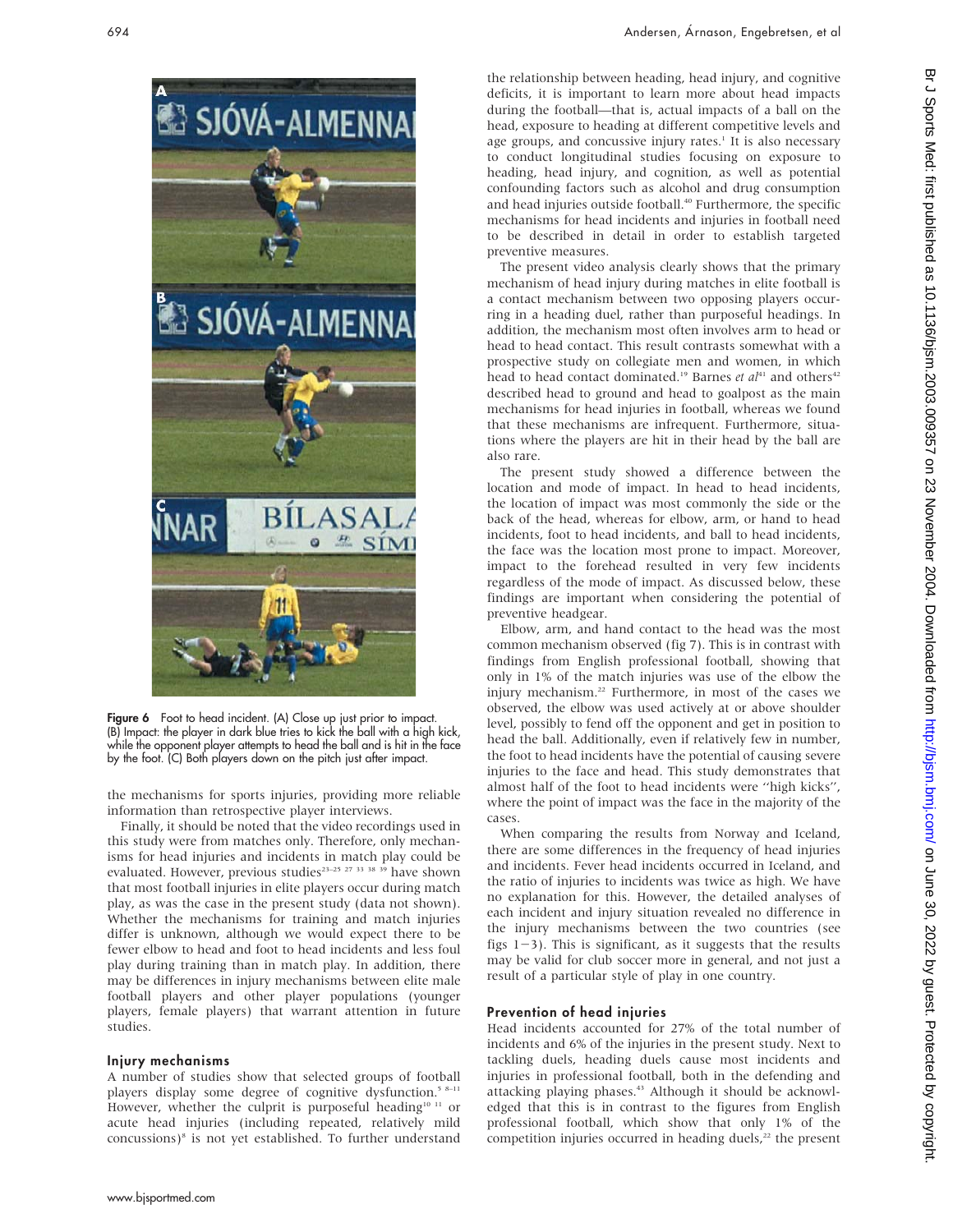Figure 6 Foot to head incident. (A) Close up just prior to impact. (B) Impact: the player in dark blue tries to kick the ball with a high kick, while the opponent player attempts to head the ball and is hit in the face by the foot. (C) Both players down on the pitch just after impact.

the mechanisms for sports injuries, providing more reliable information than retrospective player interviews.

Finally, it should be noted that the video recordings used in this study were from matches only. Therefore, only mechanisms for head injuries and incidents in match play could be evaluated. However, previous studies[23–25 27 33 38 39] have shown that most football injuries in elite players occur during match play, as was the case in the present study (data not shown). Whether the mechanisms for training and match injuries differ is unknown, although we would expect there to be fewer elbow to head and foot to head incidents and less foul play during training than in match play. In addition, there may be differences in injury mechanisms between elite male football players and other player populations (younger players, female players) that warrant attention in future studies.

### Injury mechanisms

A number of studies show that selected groups of football players display some degree of cognitive dysfunction.[5 8–11] However, whether the culprit is purposeful heading[10 11] or acute head injuries (including repeated, relatively mild concussions)[8] is not yet established. To further understand the relationship between heading, head injury, and cognitive deficits, it is important to learn more about head impacts during the football—that is, actual impacts of a ball on the head, exposure to heading at different competitive levels and age groups, and concussive injury rates.[1] It is also necessary to conduct longitudinal studies focusing on exposure to heading, head injury, and cognition, as well as potential confounding factors such as alcohol and drug consumption and head injuries outside football.[40] Furthermore, the specific mechanisms for head incidents and injuries in football need to be described in detail in order to establish targeted preventive measures.

The present video analysis clearly shows that the primary mechanism of head injury during matches in elite football is a contact mechanism between two opposing players occurring in a heading duel, rather than purposeful headings. In addition, the mechanism most often involves arm to head or head to head contact. This result contrasts somewhat with a prospective study on collegiate men and women, in which head to head contact dominated.[19] Barnes *et al*[41] and others[42] described head to ground and head to goalpost as the main mechanisms for head injuries in football, whereas we found that these mechanisms are infrequent. Furthermore, situations where the players are hit in their head by the ball are also rare.

The present study showed a difference between the location and mode of impact. In head to head incidents, the location of impact was most commonly the side or the back of the head, whereas for elbow, arm, or hand to head incidents, foot to head incidents, and ball to head incidents, the face was the location most prone to impact. Moreover, impact to the forehead resulted in very few incidents regardless of the mode of impact. As discussed below, these findings are important when considering the potential of preventive headgear.

Elbow, arm, and hand contact to the head was the most common mechanism observed (fig 7). This is in contrast with findings from English professional football, showing that only in 1% of the match injuries was use of the elbow the injury mechanism.[22] Furthermore, in most of the cases we observed, the elbow was used actively at or above shoulder level, possibly to fend off the opponent and get in position to head the ball. Additionally, even if relatively few in number, the foot to head incidents have the potential of causing severe injuries to the face and head. This study demonstrates that almost half of the foot to head incidents were "high kicks", where the point of impact was the face in the majority of the cases.

When comparing the results from Norway and Iceland, there are some differences in the frequency of head injuries and incidents. Fever head incidents occurred in Iceland, and the ratio of injuries to incidents was twice as high. We have no explanation for this. However, the detailed analyses of each incident and injury situation revealed no difference in the injury mechanisms between the two countries (see figs 1−3). This is significant, as it suggests that the results may be valid for club soccer more in general, and not just a result of a particular style of play in one country.

### Prevention of head injuries

Head incidents accounted for 27% of the total number of incidents and 6% of the injuries in the present study. Next to tackling duels, heading duels cause most incidents and injuries in professional football, both in the defending and attacking playing phases.[43] Although it should be acknowledged that this is in contrast to the figures from English professional football, which show that only 1% of the competition injuries occurred in heading duels,[22] the present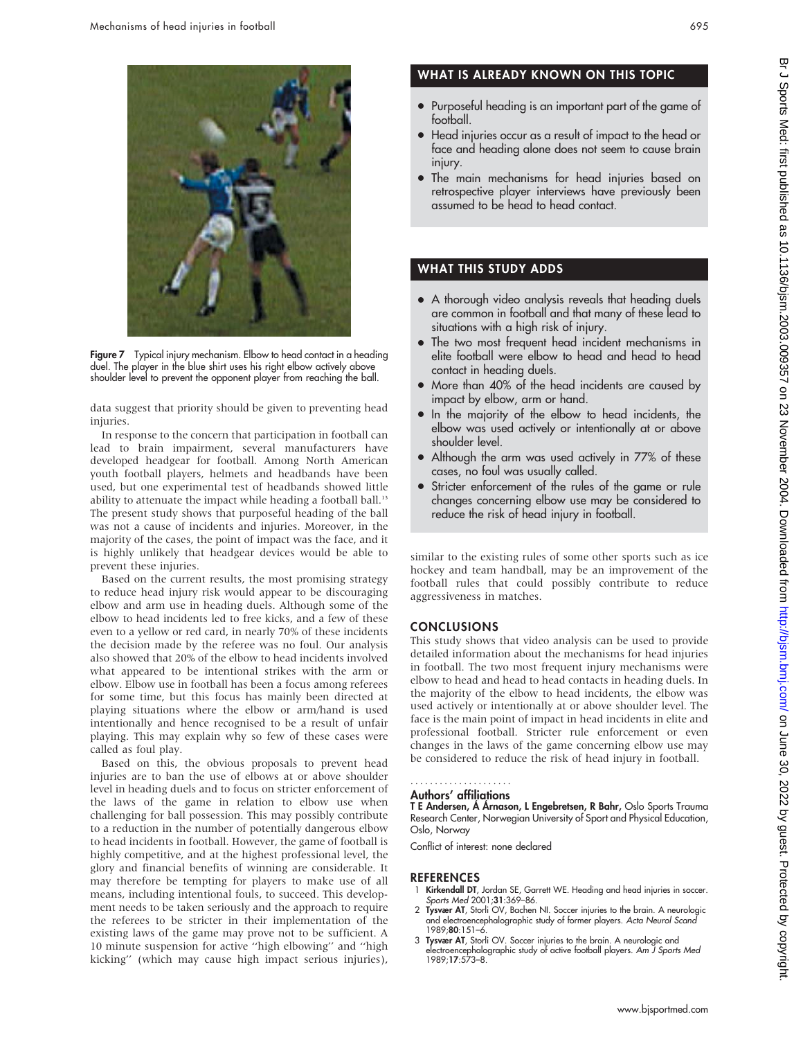Figure 7 Typical injury mechanism. Elbow to head contact in a heading duel. The player in the blue shirt uses his right elbow actively above shoulder level to prevent the opponent player from reaching the ball.

data suggest that priority should be given to preventing head injuries.

In response to the concern that participation in football can lead to brain impairment, several manufacturers have developed headgear for football. Among North American youth football players, helmets and headbands have been used, but one experimental test of headbands showed little ability to attenuate the impact while heading a football ball.[13] The present study shows that purposeful heading of the ball was not a cause of incidents and injuries. Moreover, in the majority of the cases, the point of impact was the face, and it is highly unlikely that headgear devices would be able to prevent these injuries.

Based on the current results, the most promising strategy to reduce head injury risk would appear to be discouraging elbow and arm use in heading duels. Although some of the elbow to head incidents led to free kicks, and a few of these even to a yellow or red card, in nearly 70% of these incidents the decision made by the referee was no foul. Our analysis also showed that 20% of the elbow to head incidents involved what appeared to be intentional strikes with the arm or elbow. Elbow use in football has been a focus among referees for some time, but this focus has mainly been directed at playing situations where the elbow or arm/hand is used intentionally and hence recognised to be a result of unfair playing. This may explain why so few of these cases were called as foul play.

Based on this, the obvious proposals to prevent head injuries are to ban the use of elbows at or above shoulder level in heading duels and to focus on stricter enforcement of the laws of the game in relation to elbow use when challenging for ball possession. This may possibly contribute to a reduction in the number of potentially dangerous elbow to head incidents in football. However, the game of football is highly competitive, and at the highest professional level, the glory and financial benefits of winning are considerable. It may therefore be tempting for players to make use of all means, including intentional fouls, to succeed. This development needs to be taken seriously and the approach to require the referees to be stricter in their implementation of the existing laws of the game may prove not to be sufficient. A 10 minute suspension for active "high elbowing" and "high kicking" (which may cause high impact serious injuries), similar to the existing rules of some other sports such as ice hockey and team handball, may be an improvement of the football rules that could possibly contribute to reduce aggressiveness in matches.

## WHAT IS ALREADY KNOWN ON THIS TOPIC

- Purposeful heading is an important part of the game of football.
- Head injuries occur as a result of impact to the head or face and heading alone does not seem to cause brain injury.
- The main mechanisms for head injuries based on retrospective player interviews have previously been assumed to be head to head contact.

## WHAT THIS STUDY ADDS

- A thorough video analysis reveals that heading duels are common in football and that many of these lead to situations with a high risk of injury.
- The two most frequent head incident mechanisms in elite football were elbow to head and head to head contact in heading duels.
- More than 40% of the head incidents are caused by impact by elbow, arm or hand.
- In the majority of the elbow to head incidents, the elbow was used actively or intentionally at or above shoulder level.
- Although the arm was used actively in 77% of these cases, no foul was usually called.
- Stricter enforcement of the rules of the game or rule changes concerning elbow use may be considered to reduce the risk of head injury in football.

## CONCLUSIONS

This study shows that video analysis can be used to provide detailed information about the mechanisms for head injuries in football. The two most frequent injury mechanisms were elbow to head and head to head contacts in heading duels. In the majority of the elbow to head incidents, the elbow was used actively or intentionally at or above shoulder level. The face is the main point of impact in head incidents in elite and professional football. Stricter rule enforcement or even changes in the laws of the game concerning elbow use may be considered to reduce the risk of head injury in football.

### Authors' affiliations

**T E Andersen, Á Árnason, L Engebretsen, R Bahr,** Oslo Sports Trauma Research Center, Norwegian University of Sport and Physical Education, Oslo, Norway

Conflict of interest: none declared

## REFERENCES

1 **Kirkendall DT**, Jordan SE, Garrett WE. Heading and head injuries in soccer. *Sports Med* 2001;**31**:369–86.
2 **Tysvær AT**, Storli OV, Bachen NI. Soccer injuries to the brain. A neurologic and electroencephalographic study of former players. *Acta Neurol Scand* 1989;**80**:151–6.
3 **Tysvær AT**, Storli OV. Soccer injuries to the brain. A neurologic and electroencephalographic study of active football players. *Am J Sports Med* 1989;**17**:573–8.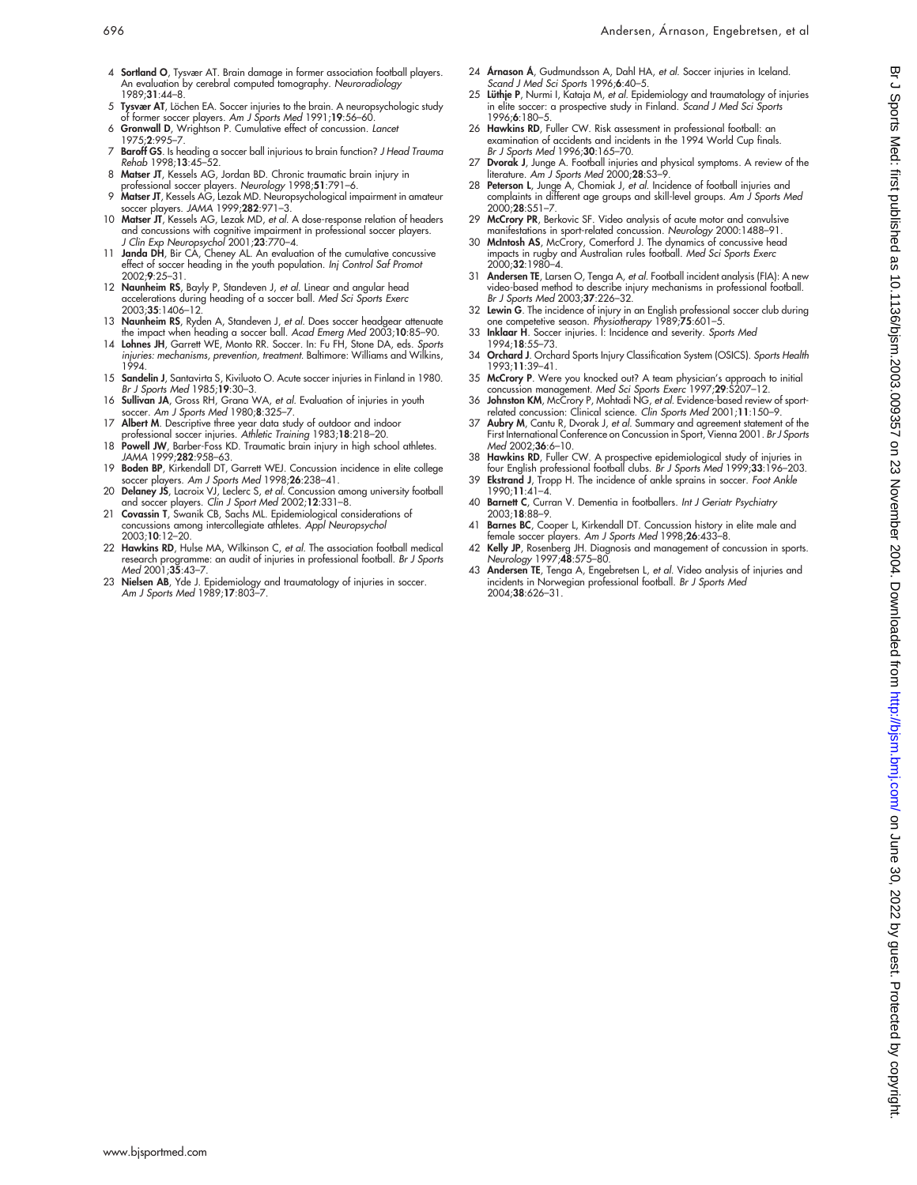4 **Sortland O**, Tysvær AT. Brain damage in former association football players. An evaluation by cerebral computed tomography. *Neuroradiology* 1989;**31**:44–8.

5 **Tysvær AT**, Löchen EA. Soccer injuries to the brain. A neuropsychologic study of former soccer players. *Am J Sports Med* 1991;**19**:56–60.

6 **Gronwall D**, Wrightson P. Cumulative effect of concussion. *Lancet* 1975;**2**:995–7.

7 **Baroff GS**. Is heading a soccer ball injurious to brain function? *J Head Trauma Rehab* 1998;**13**:45–52.

8 **Matser JT**, Kessels AG, Jordan BD. Chronic traumatic brain injury in professional soccer players. *Neurology* 1998;**51**:791–6.

9 **Matser JT**, Kessels AG, Lezak MD. Neuropsychological impairment in amateur soccer players. *JAMA* 1999;**282**:971–3.

10 **Matser JT**, Kessels AG, Lezak MD, *et al*. A dose-response relation of headers and concussions with cognitive impairment in professional soccer players. *J Clin Exp Neuropsychol* 2001;**23**:770–4.

11 **Janda DH**, Bir CA, Cheney AL. An evaluation of the cumulative concussive effect of soccer heading in the youth population. *Inj Control Saf Promot* 2002;**9**:25–31.

12 **Naunheim RS**, Bayly P, Standeven J, *et al*. Linear and angular head accelerations during heading of a soccer ball. *Med Sci Sports Exerc* 2003;**35**:1406–12.

13 **Naunheim RS**, Ryden A, Standeven J, *et al*. Does soccer headgear attenuate the impact when heading a soccer ball. *Acad Emerg Med* 2003;**10**:85–90.

14 **Lohnes JH**, Garrett WE, Monto RR. Soccer. In: Fu FH, Stone DA, eds. *Sports injuries: mechanisms, prevention, treatment*. Baltimore: Williams and Wilkins, 1994.

15 **Sandelin J**, Santavirta S, Kiviluoto O. Acute soccer injuries in Finland in 1980. *Br J Sports Med* 1985;**19**:30–3.

16 **Sullivan JA**, Gross RH, Grana WA, *et al*. Evaluation of injuries in youth soccer. *Am J Sports Med* 1980;**8**:325–7.

17 **Albert M**. Descriptive three year data study of outdoor and indoor professional soccer injuries. *Athletic Training* 1983;**18**:218–20.

18 **Powell JW**, Barber-Foss KD. Traumatic brain injury in high school athletes. *JAMA* 1999;**282**:958–63.

19 **Boden BP**, Kirkendall DT, Garrett WEJ. Concussion incidence in elite college soccer players. *Am J Sports Med* 1998;**26**:238–41.

20 **Delaney JS**, Lacroix VJ, Leclerc S, *et al*. Concussion among university football and soccer players. *Clin J Sport Med* 2002;**12**:331–8.

21 **Covassin T**, Swanik CB, Sachs ML. Epidemiological considerations of concussions among intercollegiate athletes. *Appl Neuropsychol* 2003;**10**:12–20.

22 **Hawkins RD**, Hulse MA, Wilkinson C, *et al*. The association football medical research programme: an audit of injuries in professional football. *Br J Sports Med* 2001;**35**:43–7.

23 **Nielsen AB**, Yde J. Epidemiology and traumatology of injuries in soccer. *Am J Sports Med* 1989;**17**:803–7.

24 **Árnason Á**, Gudmundsson A, Dahl HA, *et al*. Soccer injuries in Iceland. *Scand J Med Sci Sports* 1996;**6**:40–5.

25 **Lüthje P**, Nurmi I, Kataja M, *et al*. Epidemiology and traumatology of injuries in elite soccer: a prospective study in Finland. *Scand J Med Sci Sports* 1996;**6**:180–5.

26 **Hawkins RD**, Fuller CW. Risk assessment in professional football: an examination of accidents and incidents in the 1994 World Cup finals. *Br J Sports Med* 1996;**30**:165–70.

27 **Dvorak J**, Junge A. Football injuries and physical symptoms. A review of the literature. *Am J Sports Med* 2000;**28**:S3–9.

28 **Peterson L**, Junge A, Chomiak J, *et al*. Incidence of football injuries and complaints in different age groups and skill-level groups. *Am J Sports Med* 2000;**28**:S51–7.

29 **McCrory PR**, Berkovic SF. Video analysis of acute motor and convulsive manifestations in sport-related concussion. *Neurology* 2000:1488–91.

30 **McIntosh AS**, McCrory, Comerford J. The dynamics of concussive head impacts in rugby and Australian rules football. *Med Sci Sports Exerc* 2000;**32**:1980–4.

31 **Andersen TE**, Larsen O, Tenga A, *et al*. Football incident analysis (FIA): A new video-based method to describe injury mechanisms in professional football. *Br J Sports Med* 2003;**37**:226–32.

32 **Lewin G**. The incidence of injury in an English professional soccer club during one competetive season. *Physiotherapy* 1989;**75**:601–5.

33 **Inklaar H**. Soccer injuries. I: Incidence and severity. *Sports Med* 1994;**18**:55–73.

34 **Orchard J**. Orchard Sports Injury Classification System (OSICS). *Sports Health* 1993;**11**:39–41.

35 **McCrory P**. Were you knocked out? A team physician's approach to initial concussion management. *Med Sci Sports Exerc* 1997;**29**:S207–12.

36 **Johnston KM**, McCrory P, Mohtadi NG, *et al*. Evidence-based review of sport-related concussion: Clinical science. *Clin Sports Med* 2001;**11**:150–9.

37 **Aubry M**, Cantu R, Dvorak J, *et al*. Summary and agreement statement of the First International Conference on Concussion in Sport, Vienna 2001. *Br J Sports Med* 2002;**36**:6–10.

38 **Hawkins RD**, Fuller CW. A prospective epidemiological study of injuries in four English professional football clubs. *Br J Sports Med* 1999;**33**:196–203.

39 **Ekstrand J**, Tropp H. The incidence of ankle sprains in soccer. *Foot Ankle* 1990;**11**:41–4.

40 **Barnett C**, Curran V. Dementia in footballers. *Int J Geriatr Psychiatry* 2003;**18**:88–9.

41 **Barnes BC**, Cooper L, Kirkendall DT. Concussion history in elite male and female soccer players. *Am J Sports Med* 1998;**26**:433–8.

42 **Kelly JP**, Rosenberg JH. Diagnosis and management of concussion in sports. *Neurology* 1997;**48**:575–80.

43 **Andersen TE**, Tenga A, Engebretsen L, *et al*. Video analysis of injuries and incidents in Norwegian professional football. *Br J Sports Med* 2004;**38**:626–31.